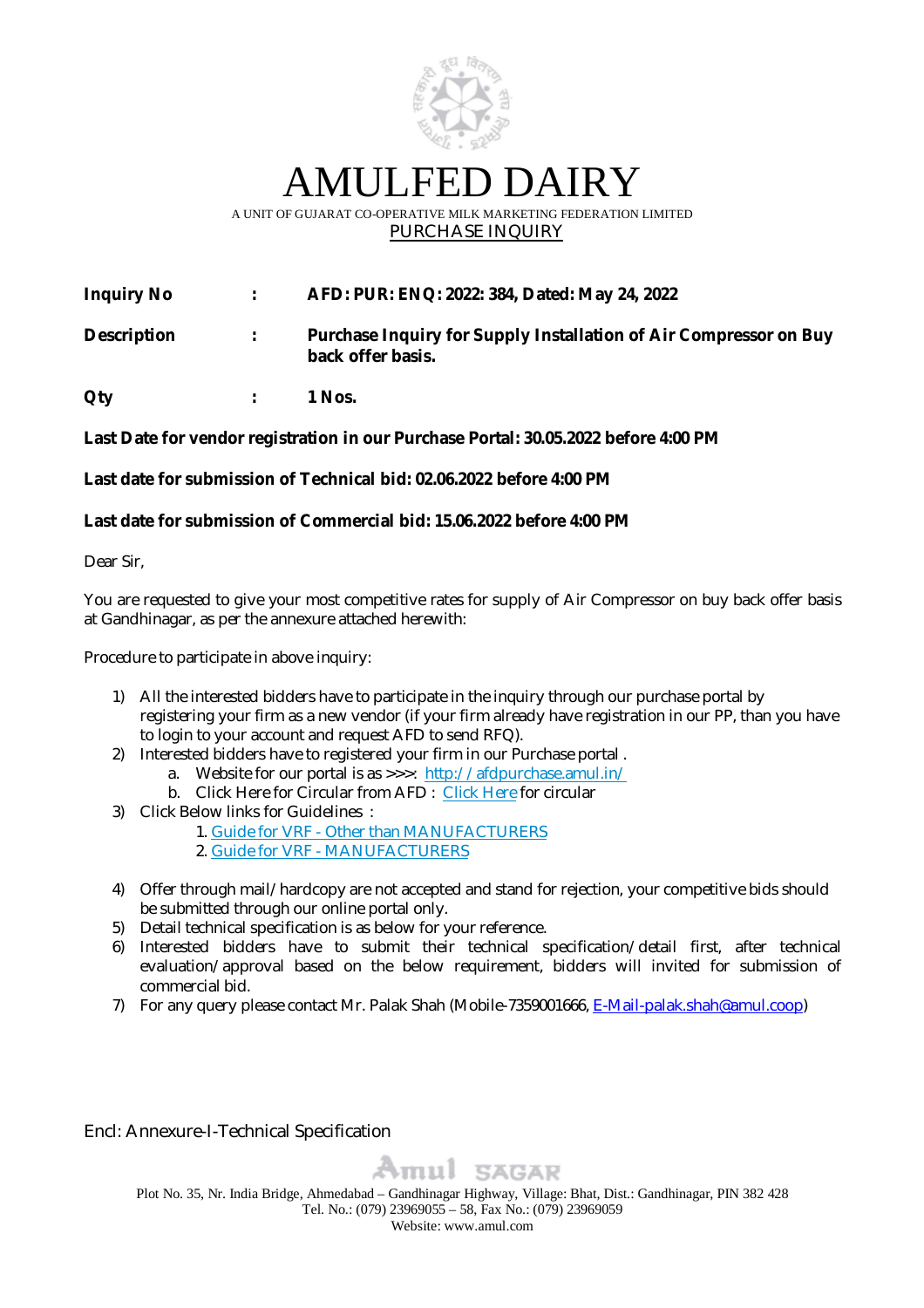# AMULFED DAIRY

A UNIT OF GUJARAT CO-OPERATIVE MILK MARKETING FEDERATION LIMITED

PURCHASE INQUIRY

**Inquiry No : AFD: PUR: ENQ: 2022: 384, Dated: May 24, 2022**

**Description : Purchase Inquiry for Supply Installation of Air Compressor on Buy back offer basis.**

**Qty : 1 Nos.**

**Last Date for vendor registration in our Purchase Portal: 30.05.2022 before 4:00 PM**

**Last date for submission of Technical bid: 02.06.2022 before 4:00 PM**

**Last date for submission of Commercial bid: 15.06.2022 before 4:00 PM**

Dear Sir,

You are requested to give your most competitive rates for supply of Air Compressor on buy back offer basis at Gandhinagar, as per the annexure attached herewith:

Procedure to participate in above inquiry:

1) All the interested bidders have to participate in the inquiry through our purchase portal by registering your firm as a new vendor (if your firm already have registration in our PP, than you have to login to your account and request AFD to send RFQ).
2) Interested bidders have to registered your firm in our Purchase portal .
   a. Website for our portal is as >>>: http://afdpurchase.amul.in/
   b. Click Here for Circular from AFD : Click Here for circular
3) Click Below links for Guidelines :
   1. Guide for VRF - Other than MANUFACTURERS
   2. Guide for VRF - MANUFACTURERS
4) Offer through mail/hardcopy are not accepted and stand for rejection, your competitive bids should be submitted through our online portal only.
5) Detail technical specification is as below for your reference.
6) Interested bidders have to submit their technical specification/detail first, after technical evaluation/approval based on the below requirement, bidders will invited for submission of commercial bid.
7) For any query please contact Mr. Palak Shah (Mobile-7359001666, E-Mail-palak.shah@amul.coop)

Encl: Annexure-I-Technical Specification

Amul SAGAR

Plot No. 35, Nr. India Bridge, Ahmedabad – Gandhinagar Highway, Village: Bhat, Dist.: Gandhinagar, PIN 382 428
Tel. No.: (079) 23969055 – 58, Fax No.: (079) 23969059
Website: www.amul.com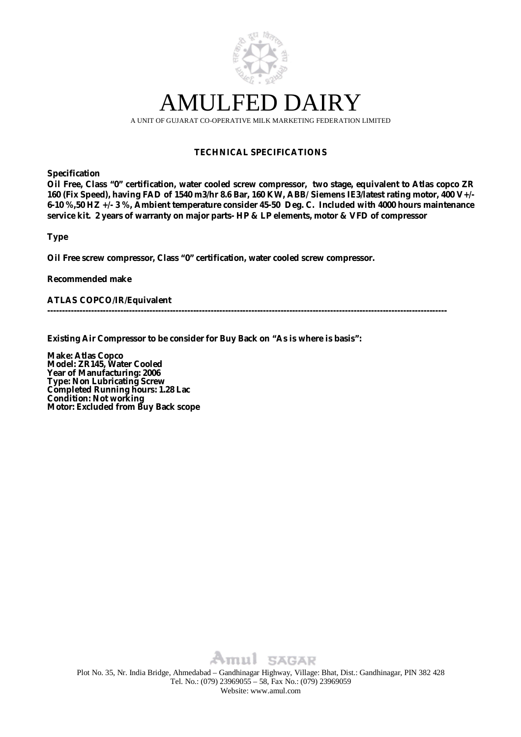# AMULFED DAIRY

A UNIT OF GUJARAT CO-OPERATIVE MILK MARKETING FEDERATION LIMITED

## TECHNICAL SPECIFICATIONS

**Specification**

**Oil Free, Class "0" certification, water cooled screw compressor, two stage, equivalent to Atlas copco ZR 160 (Fix Speed), having FAD of 1540 m3/hr 8.6 Bar, 160 KW, ABB/ Siemens IE3/latest rating motor, 400 V +/- 6-10 %,50 HZ +/- 3 %, Ambient temperature consider 45-50 Deg. C. Included with 4000 hours maintenance service kit. 2 years of warranty on major parts- HP & LP elements, motor & VFD of compressor**

**Type**

**Oil Free screw compressor, Class "0" certification, water cooled screw compressor.**

**Recommended make**

**ATLAS COPCO/IR/Equivalent**

---

**Existing Air Compressor to be consider for Buy Back on "As is where is basis":**

**Make: Atlas Copco**
**Model: ZR145, Water Cooled**
**Year of Manufacturing: 2006**
**Type: Non Lubricating Screw**
**Completed Running hours: 1.28 Lac**
**Condition: Not working**
**Motor: Excluded from Buy Back scope**

Amul SAGAR

Plot No. 35, Nr. India Bridge, Ahmedabad – Gandhinagar Highway, Village: Bhat, Dist.: Gandhinagar, PIN 382 428
Tel. No.: (079) 23969055 – 58, Fax No.: (079) 23969059
Website: www.amul.com